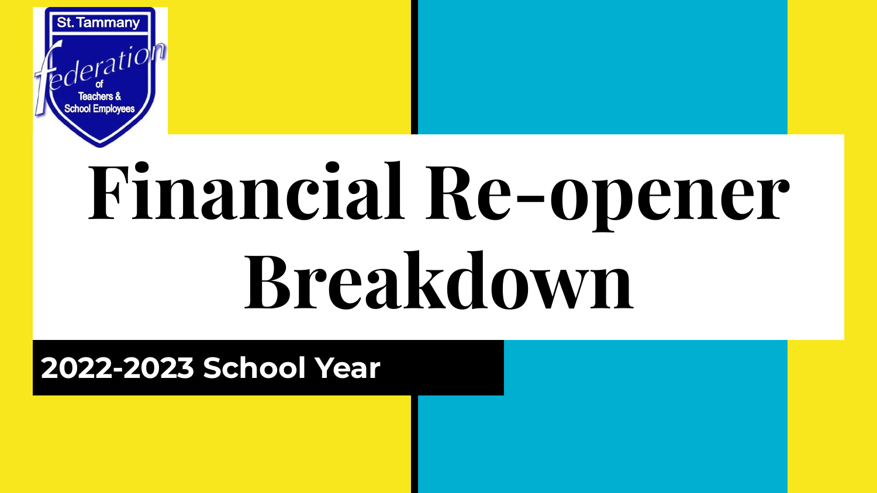St. Tammany Federation of Teachers & School Employees

# Financial Re-opener Breakdown

**2022-2023 School Year**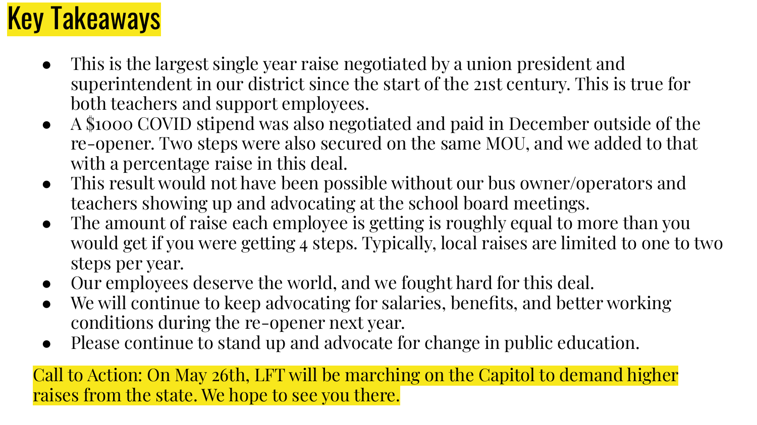# Key Takeaways

- This is the largest single year raise negotiated by a union president and superintendent in our district since the start of the 21st century. This is true for both teachers and support employees.
- A $1000 COVID stipend was also negotiated and paid in December outside of the re-opener. Two steps were also secured on the same MOU, and we added to that with a percentage raise in this deal.
- This result would not have been possible without our bus owner/operators and teachers showing up and advocating at the school board meetings.
- The amount of raise each employee is getting is roughly equal to more than you would get if you were getting 4 steps. Typically, local raises are limited to one to two steps per year.
- Our employees deserve the world, and we fought hard for this deal.
- We will continue to keep advocating for salaries, benefits, and better working conditions during the re-opener next year.
- Please continue to stand up and advocate for change in public education.

Call to Action: On May 26th, LFT will be marching on the Capitol to demand higher raises from the state. We hope to see you there.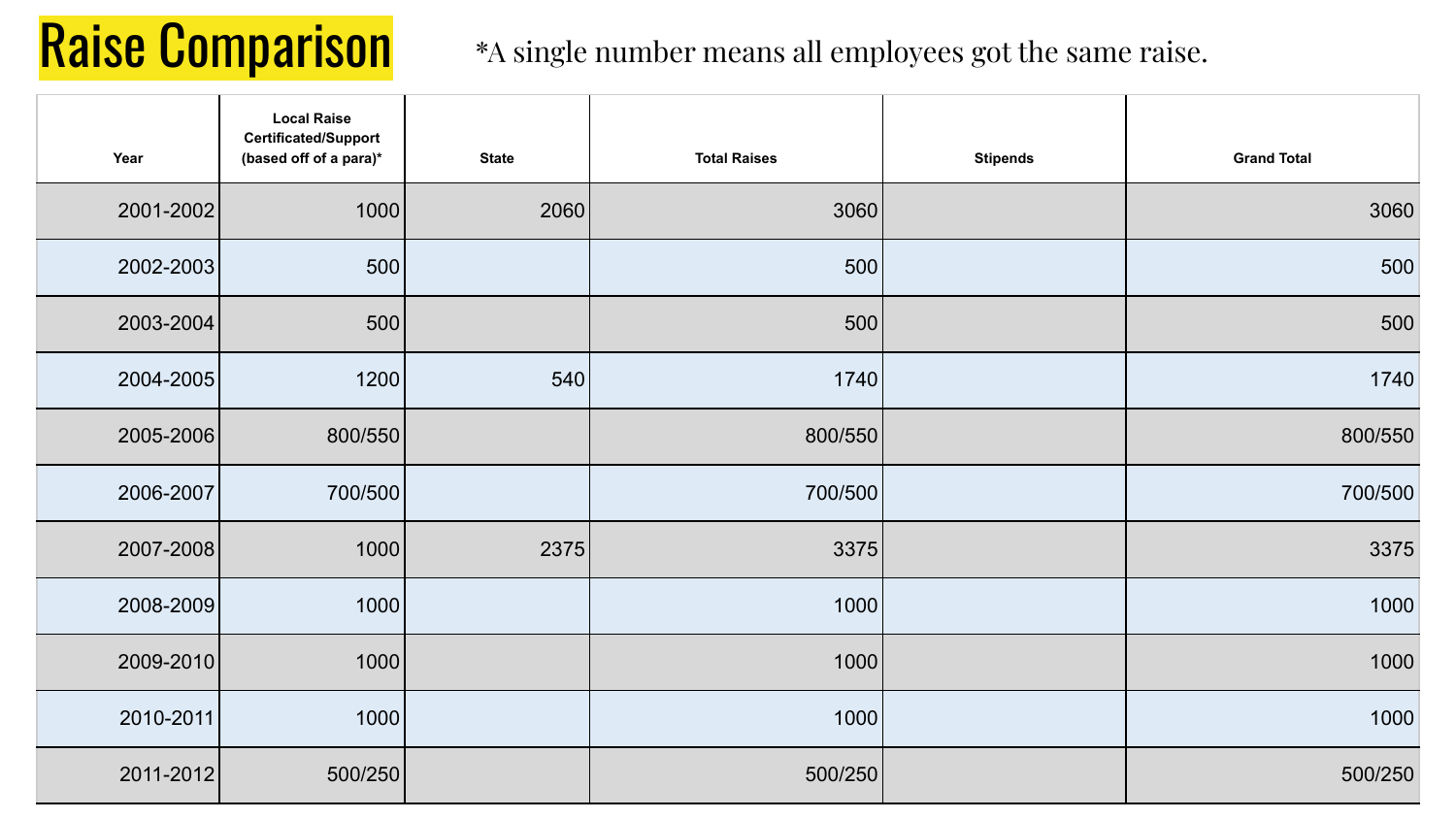# Raise Comparison

*A single number means all employees got the same raise.

| Year | Local Raise Certificated/Support (based off of a para)* | State | Total Raises | Stipends | Grand Total |
|---|---|---|---|---|---|
| 2001-2002 | 1000 | 2060 | 3060 | | 3060 |
| 2002-2003 | 500 | | 500 | | 500 |
| 2003-2004 | 500 | | 500 | | 500 |
| 2004-2005 | 1200 | 540 | 1740 | | 1740 |
| 2005-2006 | 800/550 | | 800/550 | | 800/550 |
| 2006-2007 | 700/500 | | 700/500 | | 700/500 |
| 2007-2008 | 1000 | 2375 | 3375 | | 3375 |
| 2008-2009 | 1000 | | 1000 | | 1000 |
| 2009-2010 | 1000 | | 1000 | | 1000 |
| 2010-2011 | 1000 | | 1000 | | 1000 |
| 2011-2012 | 500/250 | | 500/250 | | 500/250 |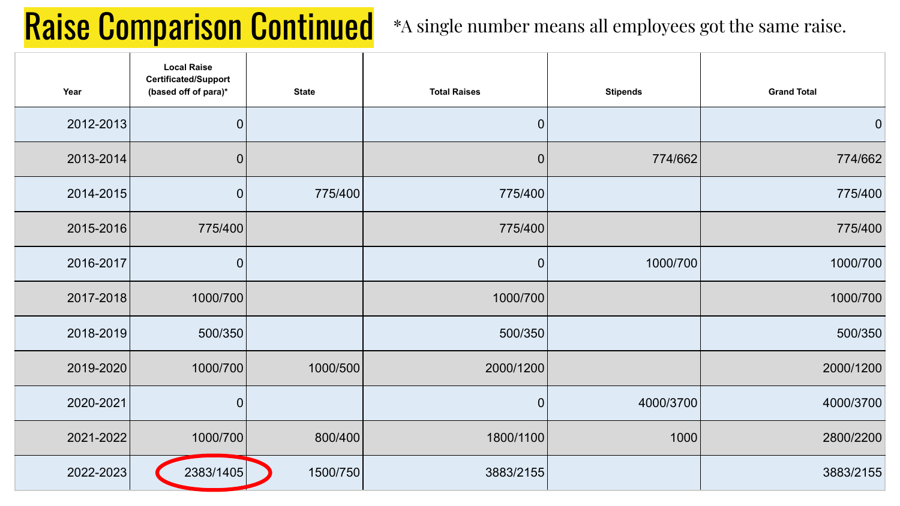# Raise Comparison Continued

*A single number means all employees got the same raise.

| Year | Local Raise Certificated/Support (based off of para)* | State | Total Raises | Stipends | Grand Total |
|---|---|---|---|---|---|
| 2012-2013 | 0 | | 0 | | 0 |
| 2013-2014 | 0 | | 0 | 774/662 | 774/662 |
| 2014-2015 | 0 | 775/400 | 775/400 | | 775/400 |
| 2015-2016 | 775/400 | | 775/400 | | 775/400 |
| 2016-2017 | 0 | | 0 | 1000/700 | 1000/700 |
| 2017-2018 | 1000/700 | | 1000/700 | | 1000/700 |
| 2018-2019 | 500/350 | | 500/350 | | 500/350 |
| 2019-2020 | 1000/700 | 1000/500 | 2000/1200 | | 2000/1200 |
| 2020-2021 | 0 | | 0 | 4000/3700 | 4000/3700 |
| 2021-2022 | 1000/700 | 800/400 | 1800/1100 | 1000 | 2800/2200 |
| 2022-2023 | 2383/1405 | 1500/750 | 3883/2155 | | 3883/2155 |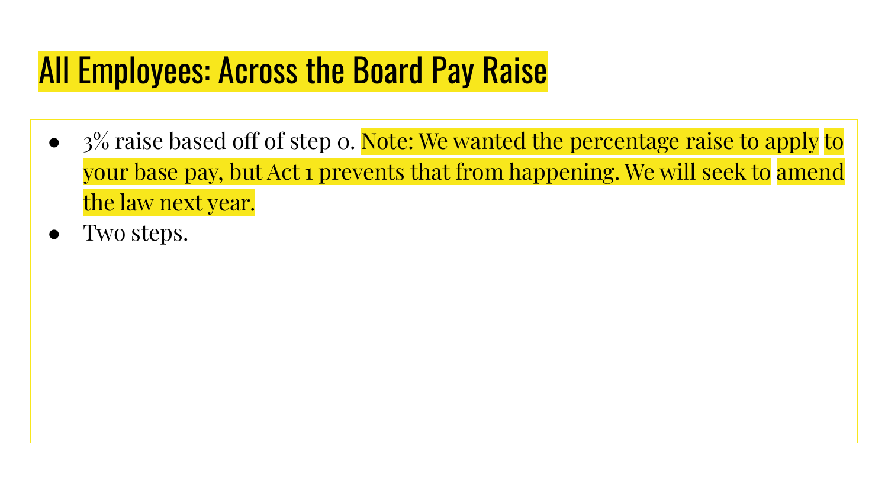# All Employees: Across the Board Pay Raise

- 3% raise based off of step 0. Note: We wanted the percentage raise to apply to your base pay, but Act 1 prevents that from happening. We will seek to amend the law next year.
- Two steps.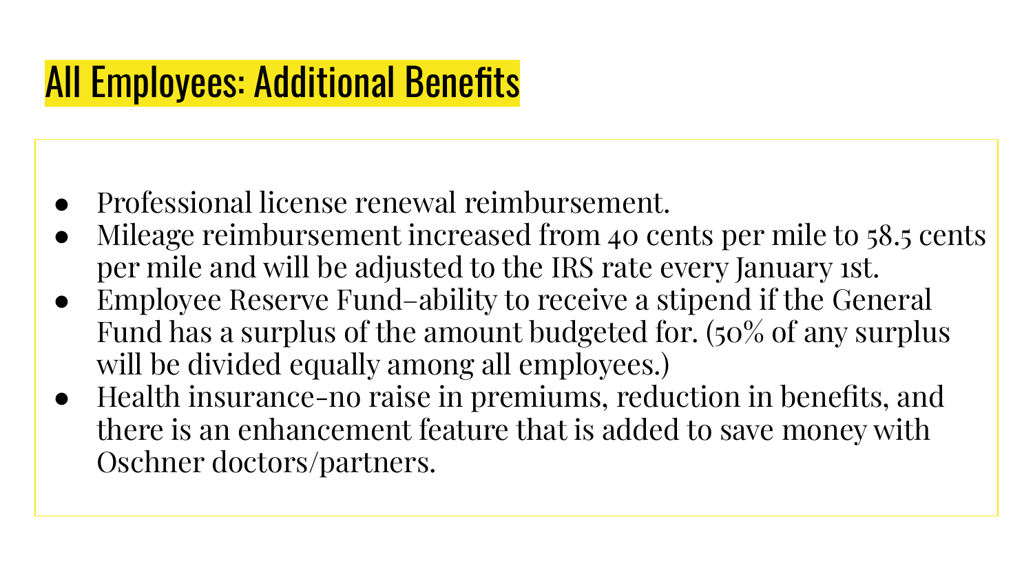# All Employees: Additional Benefits

- Professional license renewal reimbursement.
- Mileage reimbursement increased from 40 cents per mile to 58.5 cents per mile and will be adjusted to the IRS rate every January 1st.
- Employee Reserve Fund–ability to receive a stipend if the General Fund has a surplus of the amount budgeted for. (50% of any surplus will be divided equally among all employees.)
- Health insurance-no raise in premiums, reduction in benefits, and there is an enhancement feature that is added to save money with Oschner doctors/partners.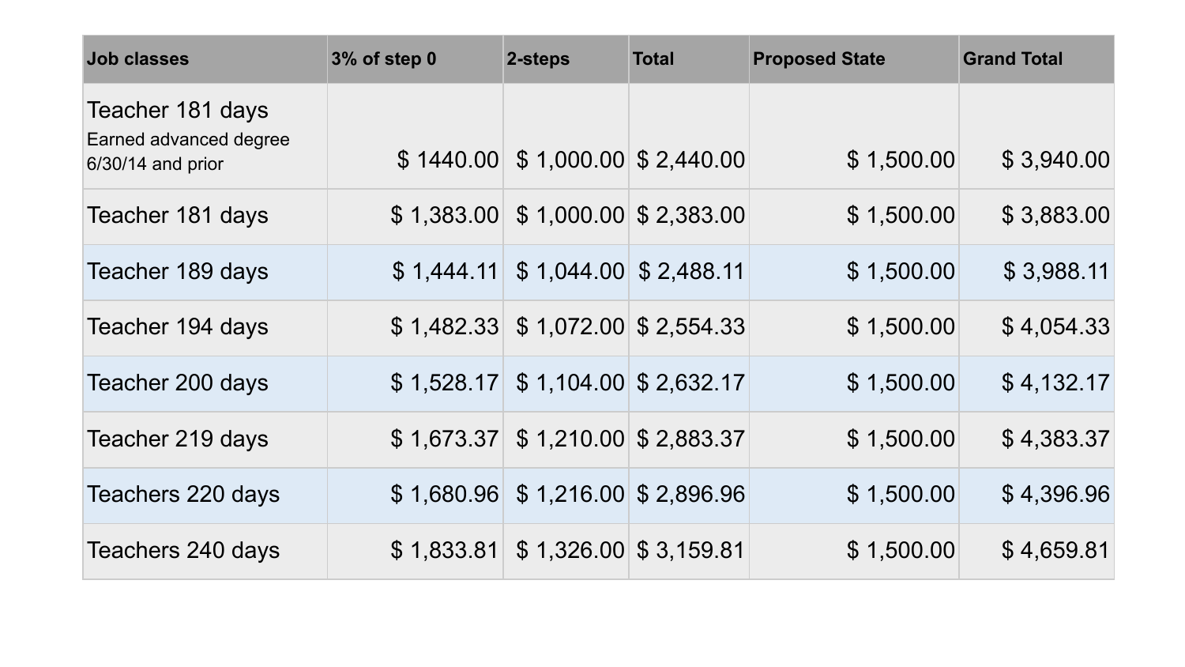| Job classes | 3% of step 0 | 2-steps | Total | Proposed State | Grand Total |
|---|---|---|---|---|---|
| Teacher 181 days<br>Earned advanced degree 6/30/14 and prior | $ 1440.00 | $ 1,000.00 | $ 2,440.00 | $ 1,500.00 | $ 3,940.00 |
| Teacher 181 days | $ 1,383.00 | $ 1,000.00 | $ 2,383.00 | $ 1,500.00 | $ 3,883.00 |
| Teacher 189 days | $ 1,444.11 | $ 1,044.00 | $ 2,488.11 | $ 1,500.00 | $ 3,988.11 |
| Teacher 194 days | $ 1,482.33 | $ 1,072.00 | $ 2,554.33 | $ 1,500.00 | $ 4,054.33 |
| Teacher 200 days | $ 1,528.17 | $ 1,104.00 | $ 2,632.17 | $ 1,500.00 | $ 4,132.17 |
| Teacher 219 days | $ 1,673.37 | $ 1,210.00 | $ 2,883.37 | $ 1,500.00 | $ 4,383.37 |
| Teachers 220 days | $ 1,680.96 | $ 1,216.00 | $ 2,896.96 | $ 1,500.00 | $ 4,396.96 |
| Teachers 240 days | $ 1,833.81 | $ 1,326.00 | $ 3,159.81 | $ 1,500.00 | $ 4,659.81 |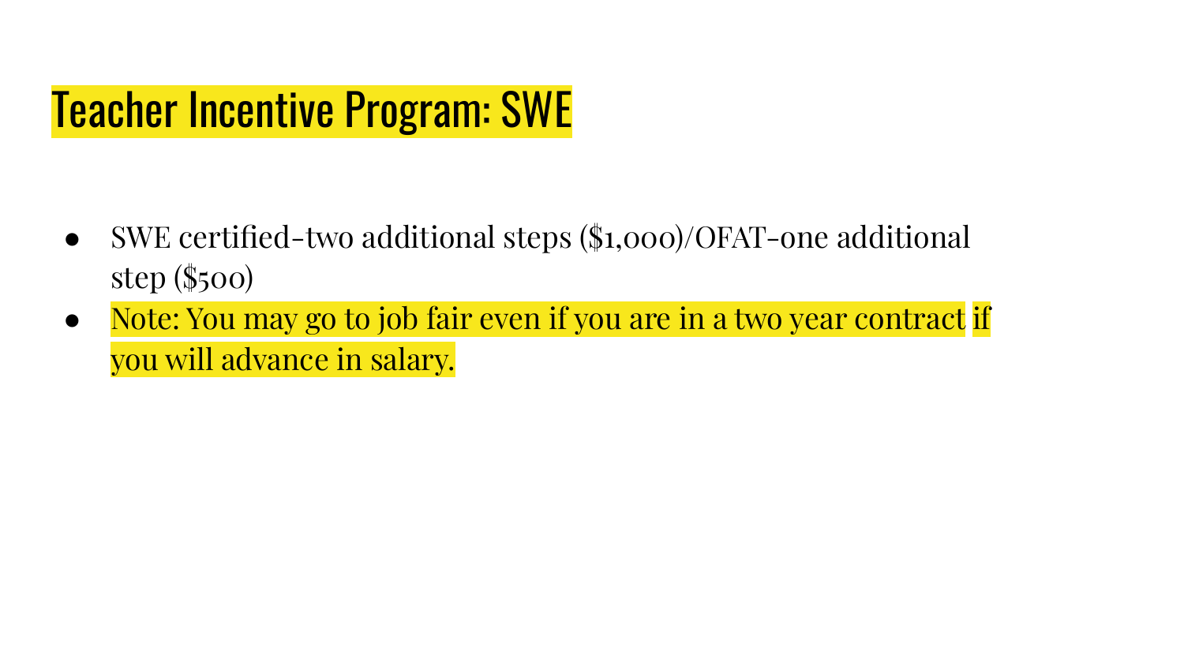# Teacher Incentive Program: SWE

- SWE certified-two additional steps ($1,000)/OFAT-one additional step ($500)
- Note: You may go to job fair even if you are in a two year contract if you will advance in salary.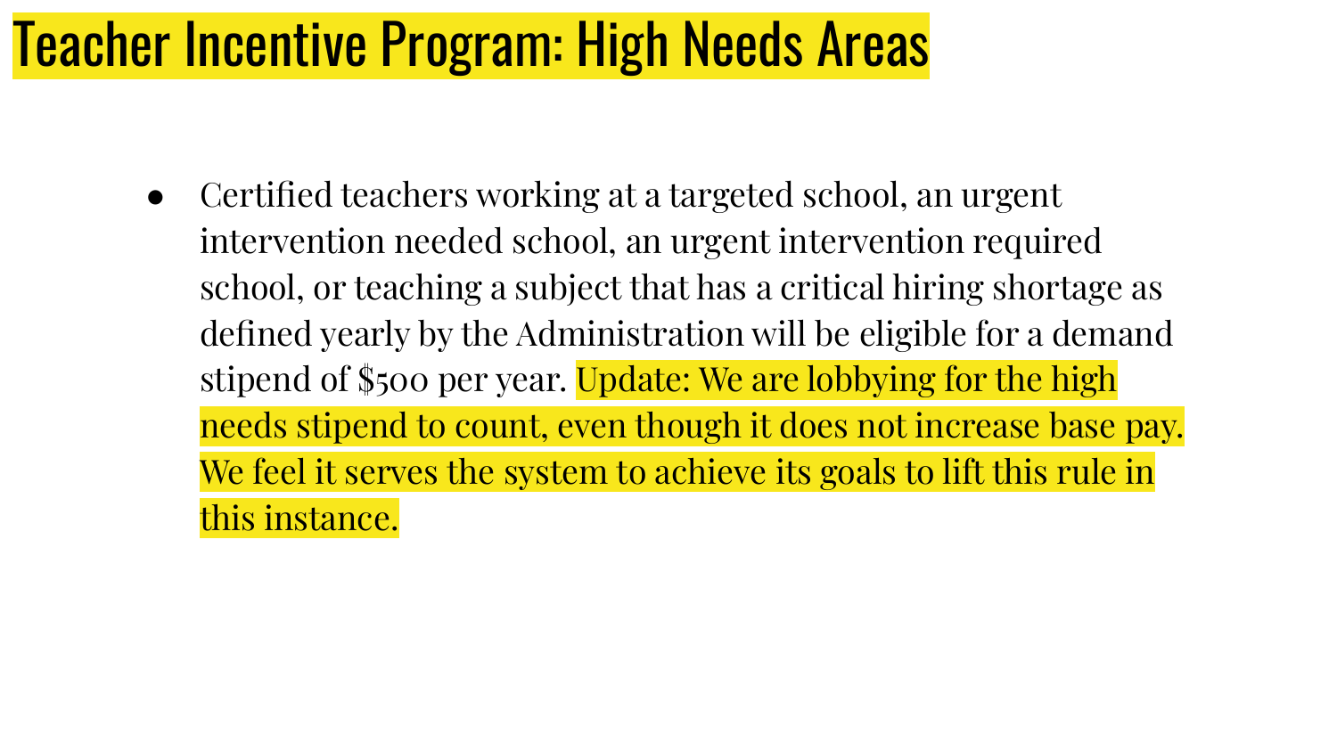# Teacher Incentive Program: High Needs Areas

- Certified teachers working at a targeted school, an urgent intervention needed school, an urgent intervention required school, or teaching a subject that has a critical hiring shortage as defined yearly by the Administration will be eligible for a demand stipend of $500 per year. Update: We are lobbying for the high needs stipend to count, even though it does not increase base pay. We feel it serves the system to achieve its goals to lift this rule in this instance.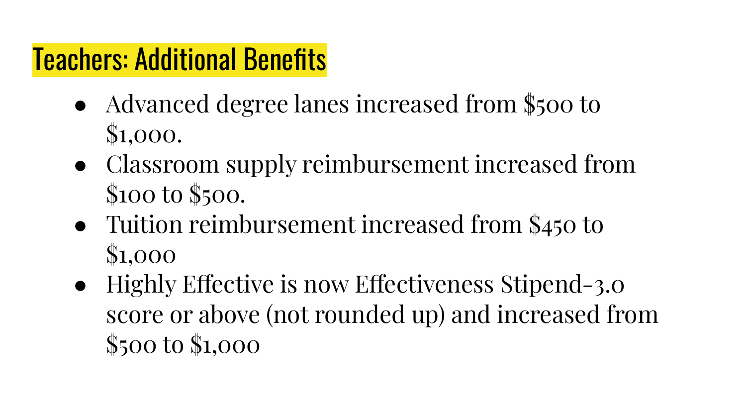# Teachers: Additional Benefits

- Advanced degree lanes increased from $500 to $1,000.
- Classroom supply reimbursement increased from $100 to $500.
- Tuition reimbursement increased from $450 to $1,000
- Highly Effective is now Effectiveness Stipend-3.0 score or above (not rounded up) and increased from $500 to $1,000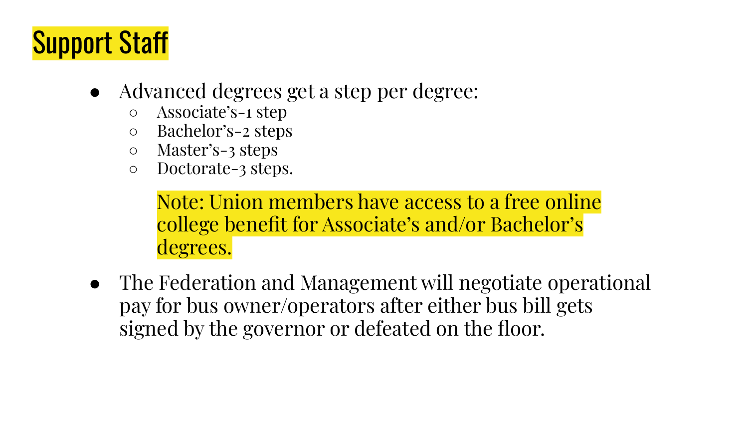# Support Staff

- Advanced degrees get a step per degree:
  - Associate's-1 step
  - Bachelor's-2 steps
  - Master's-3 steps
  - Doctorate-3 steps.

  Note: Union members have access to a free online college benefit for Associate's and/or Bachelor's degrees.

- The Federation and Management will negotiate operational pay for bus owner/operators after either bus bill gets signed by the governor or defeated on the floor.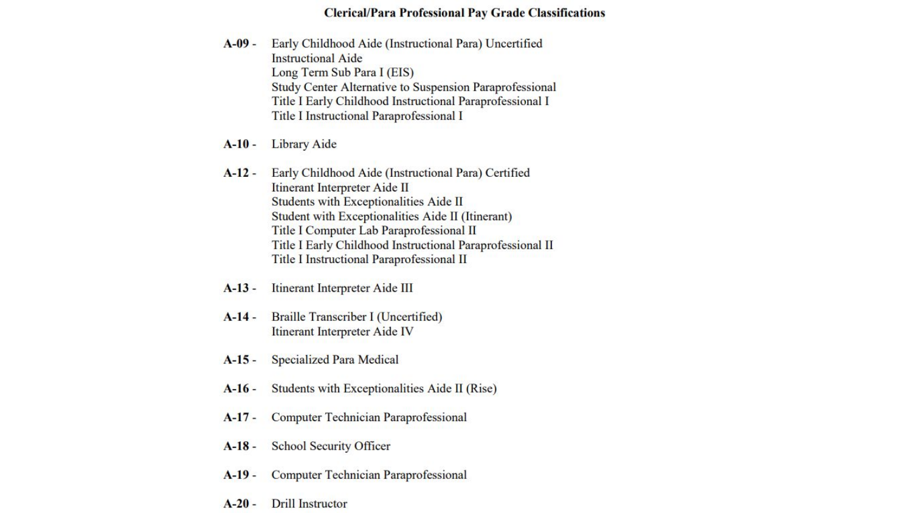# Clerical/Para Professional Pay Grade Classifications

**A-09 -** Early Childhood Aide (Instructional Para) Uncertified
Instructional Aide
Long Term Sub Para I (EIS)
Study Center Alternative to Suspension Paraprofessional
Title I Early Childhood Instructional Paraprofessional I
Title I Instructional Paraprofessional I

**A-10 -** Library Aide

**A-12 -** Early Childhood Aide (Instructional Para) Certified
Itinerant Interpreter Aide II
Students with Exceptionalities Aide II
Student with Exceptionalities Aide II (Itinerant)
Title I Computer Lab Paraprofessional II
Title I Early Childhood Instructional Paraprofessional II
Title I Instructional Paraprofessional II

**A-13 -** Itinerant Interpreter Aide III

**A-14 -** Braille Transcriber I (Uncertified)
Itinerant Interpreter Aide IV

**A-15 -** Specialized Para Medical

**A-16 -** Students with Exceptionalities Aide II (Rise)

**A-17 -** Computer Technician Paraprofessional

**A-18 -** School Security Officer

**A-19 -** Computer Technician Paraprofessional

**A-20 -** Drill Instructor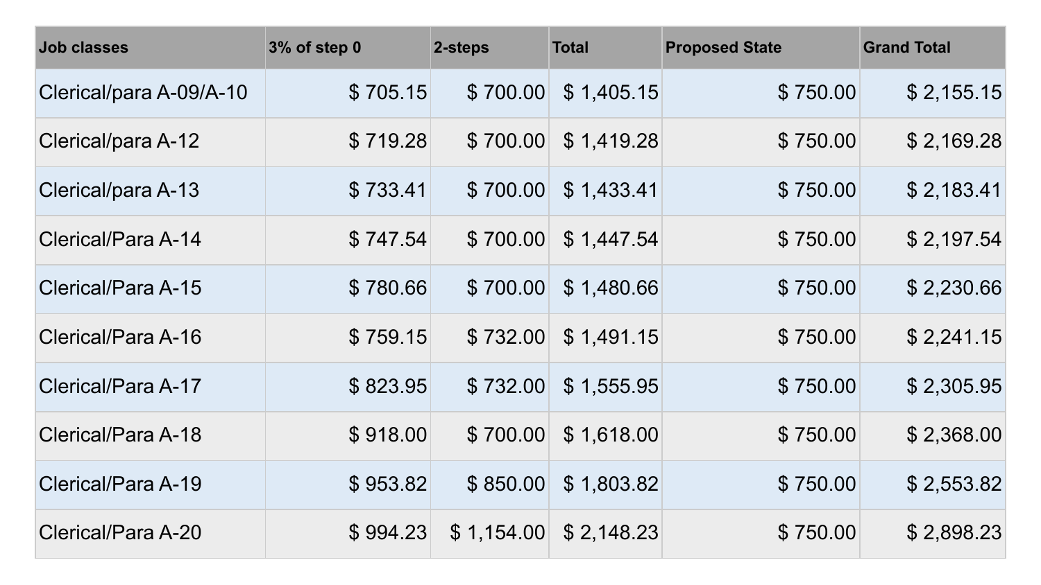| Job classes | 3% of step 0 | 2-steps | Total | Proposed State | Grand Total |
| --- | --- | --- | --- | --- | --- |
| Clerical/para A-09/A-10 | $ 705.15 | $ 700.00 | $ 1,405.15 | $ 750.00 | $ 2,155.15 |
| Clerical/para A-12 | $ 719.28 | $ 700.00 | $ 1,419.28 | $ 750.00 | $ 2,169.28 |
| Clerical/para A-13 | $ 733.41 | $ 700.00 | $ 1,433.41 | $ 750.00 | $ 2,183.41 |
| Clerical/Para A-14 | $ 747.54 | $ 700.00 | $ 1,447.54 | $ 750.00 | $ 2,197.54 |
| Clerical/Para A-15 | $ 780.66 | $ 700.00 | $ 1,480.66 | $ 750.00 | $ 2,230.66 |
| Clerical/Para A-16 | $ 759.15 | $ 732.00 | $ 1,491.15 | $ 750.00 | $ 2,241.15 |
| Clerical/Para A-17 | $ 823.95 | $ 732.00 | $ 1,555.95 | $ 750.00 | $ 2,305.95 |
| Clerical/Para A-18 | $ 918.00 | $ 700.00 | $ 1,618.00 | $ 750.00 | $ 2,368.00 |
| Clerical/Para A-19 | $ 953.82 | $ 850.00 | $ 1,803.82 | $ 750.00 | $ 2,553.82 |
| Clerical/Para A-20 | $ 994.23 | $ 1,154.00 | $ 2,148.23 | $ 750.00 | $ 2,898.23 |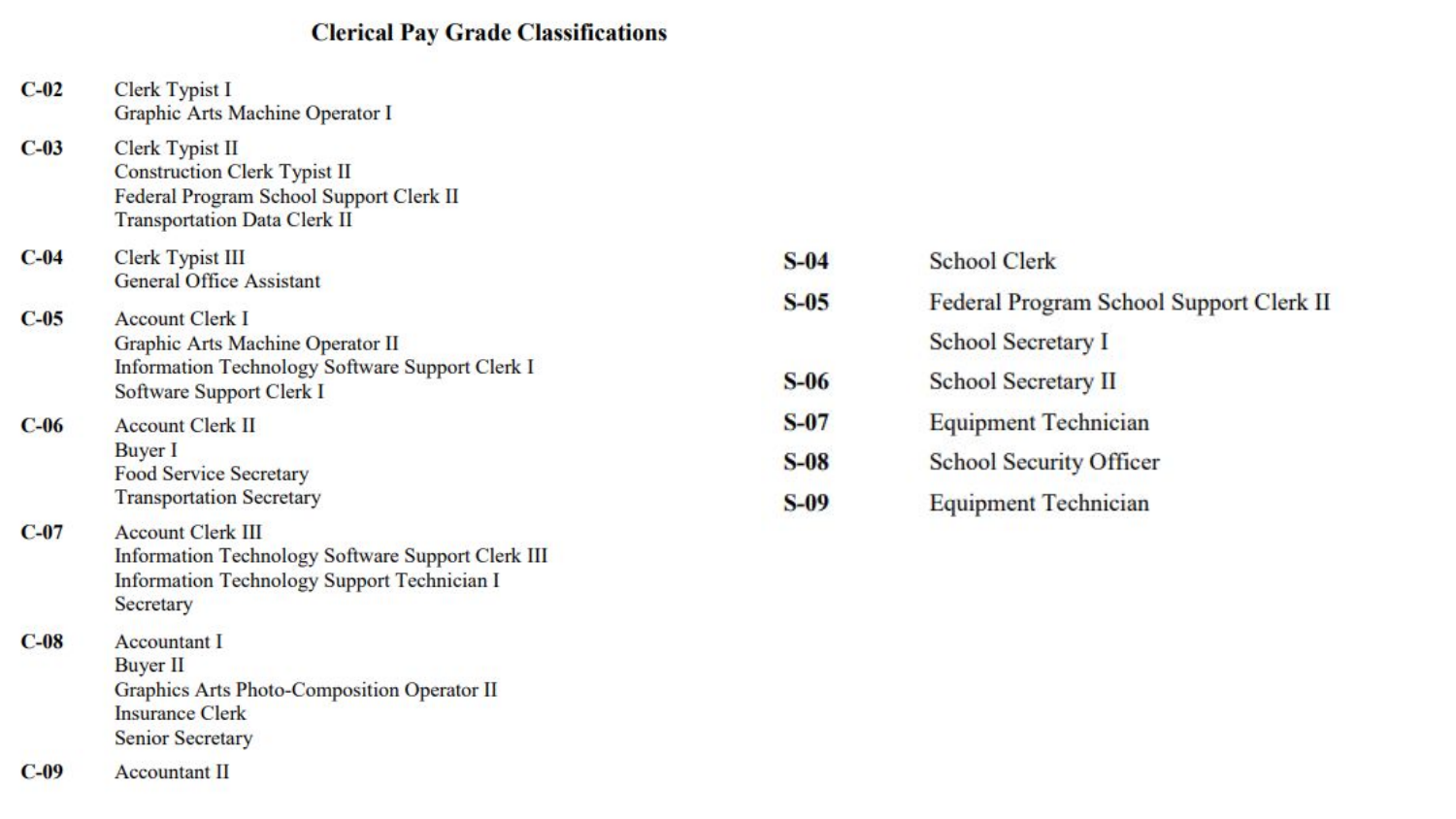## Clerical Pay Grade Classifications

| Grade | Classification |
|---|---|
| C-02 | Clerk Typist I<br>Graphic Arts Machine Operator I |
| C-03 | Clerk Typist II<br>Construction Clerk Typist II<br>Federal Program School Support Clerk II<br>Transportation Data Clerk II |
| C-04 | Clerk Typist III<br>General Office Assistant |
| C-05 | Account Clerk I<br>Graphic Arts Machine Operator II<br>Information Technology Software Support Clerk I<br>Software Support Clerk I |
| C-06 | Account Clerk II<br>Buyer I<br>Food Service Secretary<br>Transportation Secretary |
| C-07 | Account Clerk III<br>Information Technology Software Support Clerk III<br>Information Technology Support Technician I<br>Secretary |
| C-08 | Accountant I<br>Buyer II<br>Graphics Arts Photo-Composition Operator II<br>Insurance Clerk<br>Senior Secretary |
| C-09 | Accountant II |

| Grade | Classification |
|---|---|
| S-04 | School Clerk |
| S-05 | Federal Program School Support Clerk II<br>School Secretary I |
| S-06 | School Secretary II |
| S-07 | Equipment Technician |
| S-08 | School Security Officer |
| S-09 | Equipment Technician |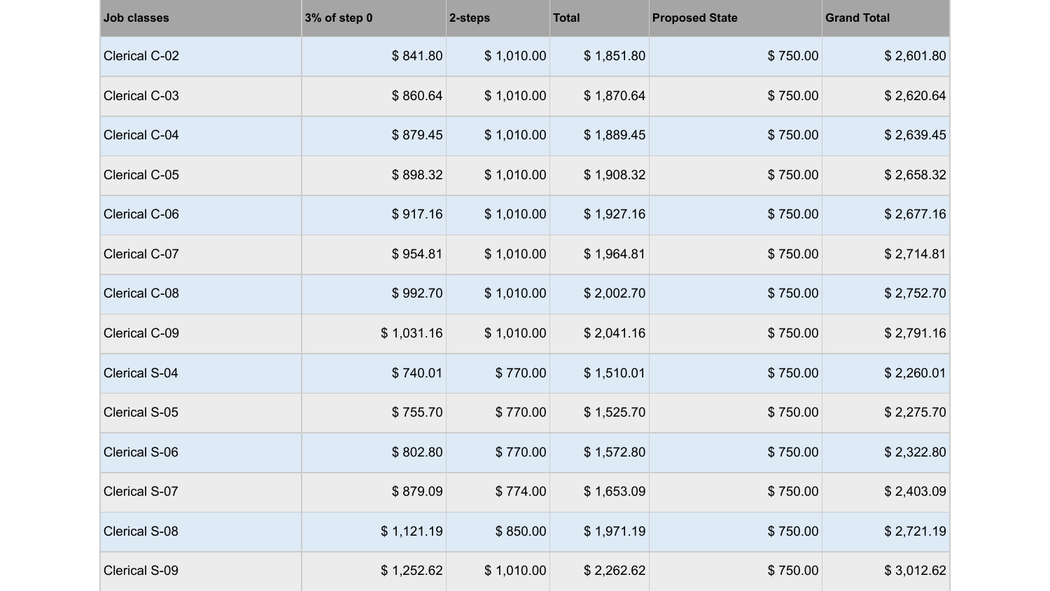| Job classes | 3% of step 0 | 2-steps | Total | Proposed State | Grand Total |
|---|---|---|---|---|---|
| Clerical C-02 | $ 841.80 | $ 1,010.00 | $ 1,851.80 | $ 750.00 | $ 2,601.80 |
| Clerical C-03 | $ 860.64 | $ 1,010.00 | $ 1,870.64 | $ 750.00 | $ 2,620.64 |
| Clerical C-04 | $ 879.45 | $ 1,010.00 | $ 1,889.45 | $ 750.00 | $ 2,639.45 |
| Clerical C-05 | $ 898.32 | $ 1,010.00 | $ 1,908.32 | $ 750.00 | $ 2,658.32 |
| Clerical C-06 | $ 917.16 | $ 1,010.00 | $ 1,927.16 | $ 750.00 | $ 2,677.16 |
| Clerical C-07 | $ 954.81 | $ 1,010.00 | $ 1,964.81 | $ 750.00 | $ 2,714.81 |
| Clerical C-08 | $ 992.70 | $ 1,010.00 | $ 2,002.70 | $ 750.00 | $ 2,752.70 |
| Clerical C-09 | $ 1,031.16 | $ 1,010.00 | $ 2,041.16 | $ 750.00 | $ 2,791.16 |
| Clerical S-04 | $ 740.01 | $ 770.00 | $ 1,510.01 | $ 750.00 | $ 2,260.01 |
| Clerical S-05 | $ 755.70 | $ 770.00 | $ 1,525.70 | $ 750.00 | $ 2,275.70 |
| Clerical S-06 | $ 802.80 | $ 770.00 | $ 1,572.80 | $ 750.00 | $ 2,322.80 |
| Clerical S-07 | $ 879.09 | $ 774.00 | $ 1,653.09 | $ 750.00 | $ 2,403.09 |
| Clerical S-08 | $ 1,121.19 | $ 850.00 | $ 1,971.19 | $ 750.00 | $ 2,721.19 |
| Clerical S-09 | $ 1,252.62 | $ 1,010.00 | $ 2,262.62 | $ 750.00 | $ 3,012.62 |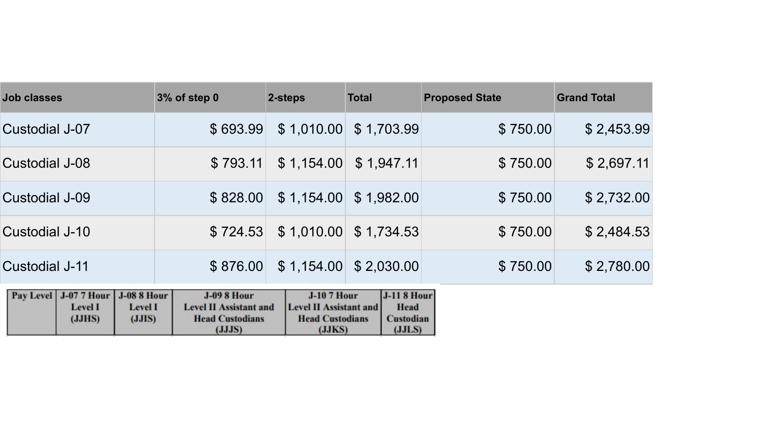| Job classes | 3% of step 0 | 2-steps | Total | Proposed State | Grand Total |
|---|---|---|---|---|---|
| Custodial J-07 | $ 693.99 | $ 1,010.00 | $ 1,703.99 | $ 750.00 | $ 2,453.99 |
| Custodial J-08 | $ 793.11 | $ 1,154.00 | $ 1,947.11 | $ 750.00 | $ 2,697.11 |
| Custodial J-09 | $ 828.00 | $ 1,154.00 | $ 1,982.00 | $ 750.00 | $ 2,732.00 |
| Custodial J-10 | $ 724.53 | $ 1,010.00 | $ 1,734.53 | $ 750.00 | $ 2,484.53 |
| Custodial J-11 | $ 876.00 | $ 1,154.00 | $ 2,030.00 | $ 750.00 | $ 2,780.00 |

| Pay Level | J-07 7 Hour Level I (JJHS) | J-08 8 Hour Level I (JJIS) | J-09 8 Hour Level II Assistant and Head Custodians (JJJS) | J-10 7 Hour Level II Assistant and Head Custodians (JJKS) | J-11 8 Hour Head Custodian (JJLS) |
|---|---|---|---|---|---|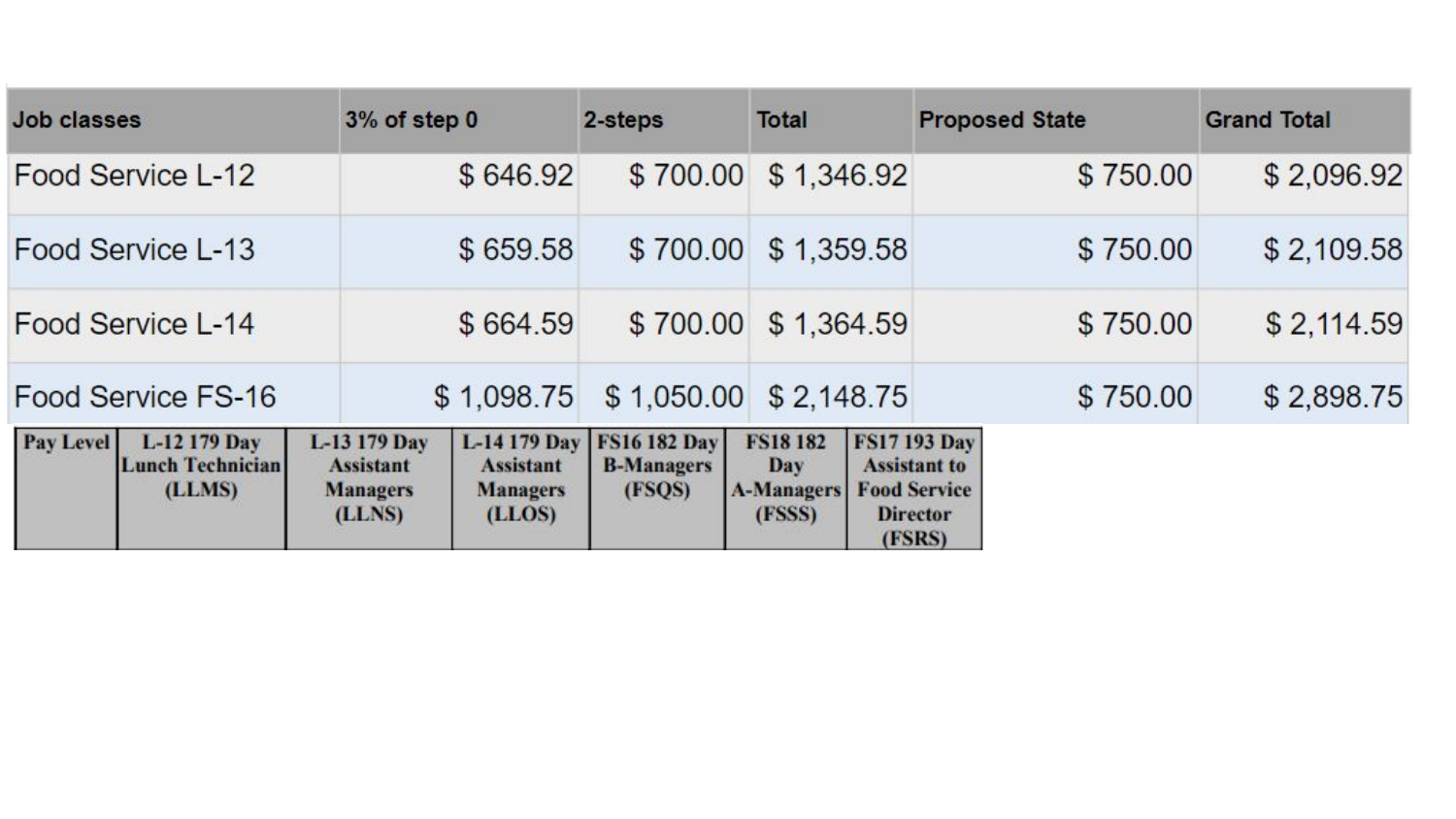| Job classes | 3% of step 0 | 2-steps | Total | Proposed State | Grand Total |
| --- | --- | --- | --- | --- | --- |
| Food Service L-12 | $ 646.92 | $ 700.00 | $ 1,346.92 | $ 750.00 | $ 2,096.92 |
| Food Service L-13 | $ 659.58 | $ 700.00 | $ 1,359.58 | $ 750.00 | $ 2,109.58 |
| Food Service L-14 | $ 664.59 | $ 700.00 | $ 1,364.59 | $ 750.00 | $ 2,114.59 |
| Food Service FS-16 | $ 1,098.75 | $ 1,050.00 | $ 2,148.75 | $ 750.00 | $ 2,898.75 |

| Pay Level | L-12 179 Day Lunch Technician (LLMS) | L-13 179 Day Assistant Managers (LLNS) | L-14 179 Day Assistant Managers (LLOS) | FS16 182 Day B-Managers (FSQS) | FS18 182 Day A-Managers (FSSS) | FS17 193 Day Assistant to Food Service Director (FSRS) |
| --- | --- | --- | --- | --- | --- | --- |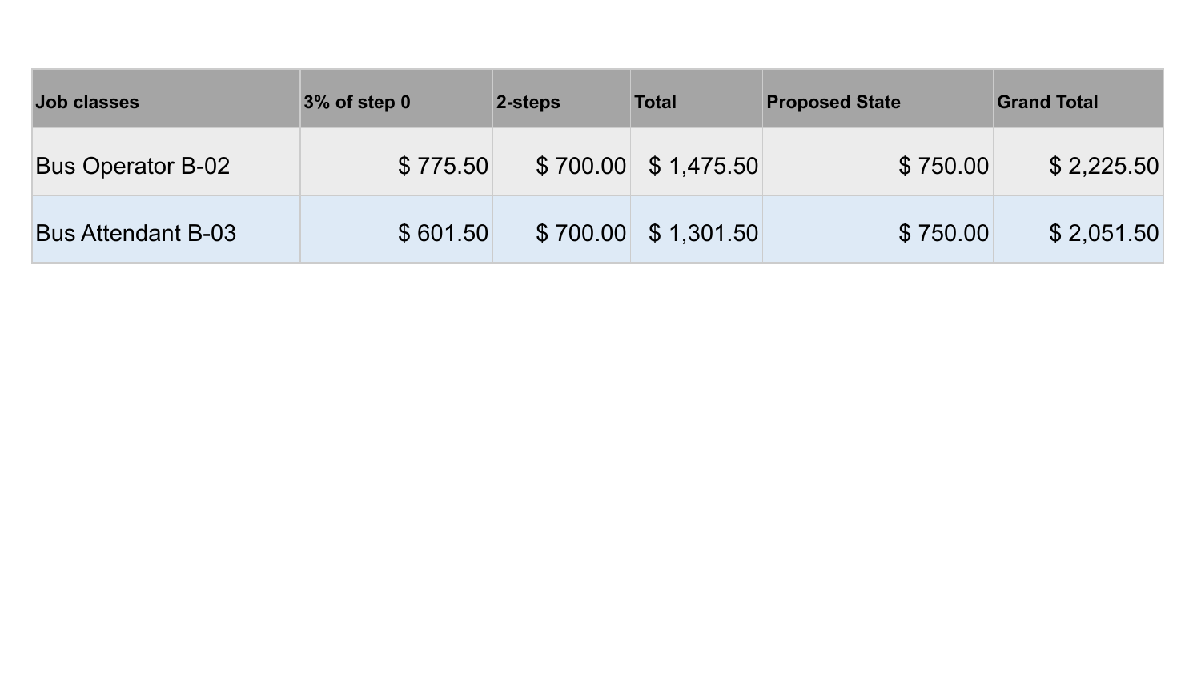| Job classes | 3% of step 0 | 2-steps | Total | Proposed State | Grand Total |
|---|---|---|---|---|---|
| Bus Operator B-02 | $ 775.50 | $ 700.00 | $ 1,475.50 | $ 750.00 | $ 2,225.50 |
| Bus Attendant B-03 | $ 601.50 | $ 700.00 | $ 1,301.50 | $ 750.00 | $ 2,051.50 |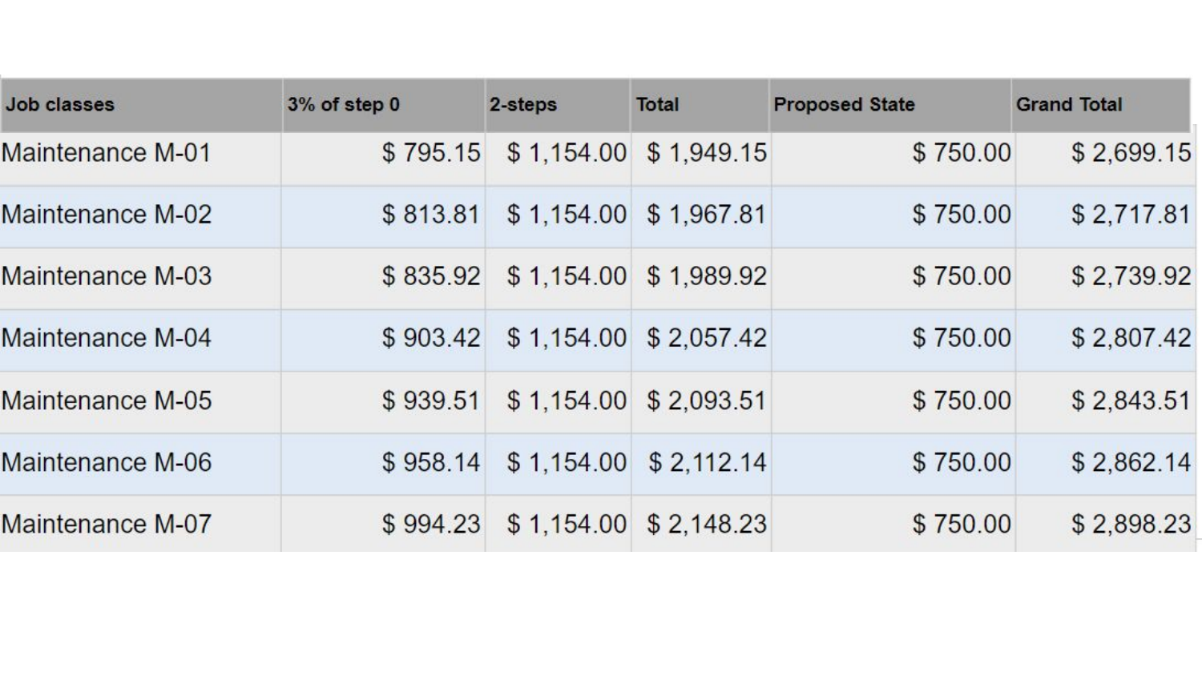| Job classes | 3% of step 0 | 2-steps | Total | Proposed State | Grand Total |
|---|---|---|---|---|---|
| Maintenance M-01 | $ 795.15 | $ 1,154.00 | $ 1,949.15 | $ 750.00 | $ 2,699.15 |
| Maintenance M-02 | $ 813.81 | $ 1,154.00 | $ 1,967.81 | $ 750.00 | $ 2,717.81 |
| Maintenance M-03 | $ 835.92 | $ 1,154.00 | $ 1,989.92 | $ 750.00 | $ 2,739.92 |
| Maintenance M-04 | $ 903.42 | $ 1,154.00 | $ 2,057.42 | $ 750.00 | $ 2,807.42 |
| Maintenance M-05 | $ 939.51 | $ 1,154.00 | $ 2,093.51 | $ 750.00 | $ 2,843.51 |
| Maintenance M-06 | $ 958.14 | $ 1,154.00 | $ 2,112.14 | $ 750.00 | $ 2,862.14 |
| Maintenance M-07 | $ 994.23 | $ 1,154.00 | $ 2,148.23 | $ 750.00 | $ 2,898.23 |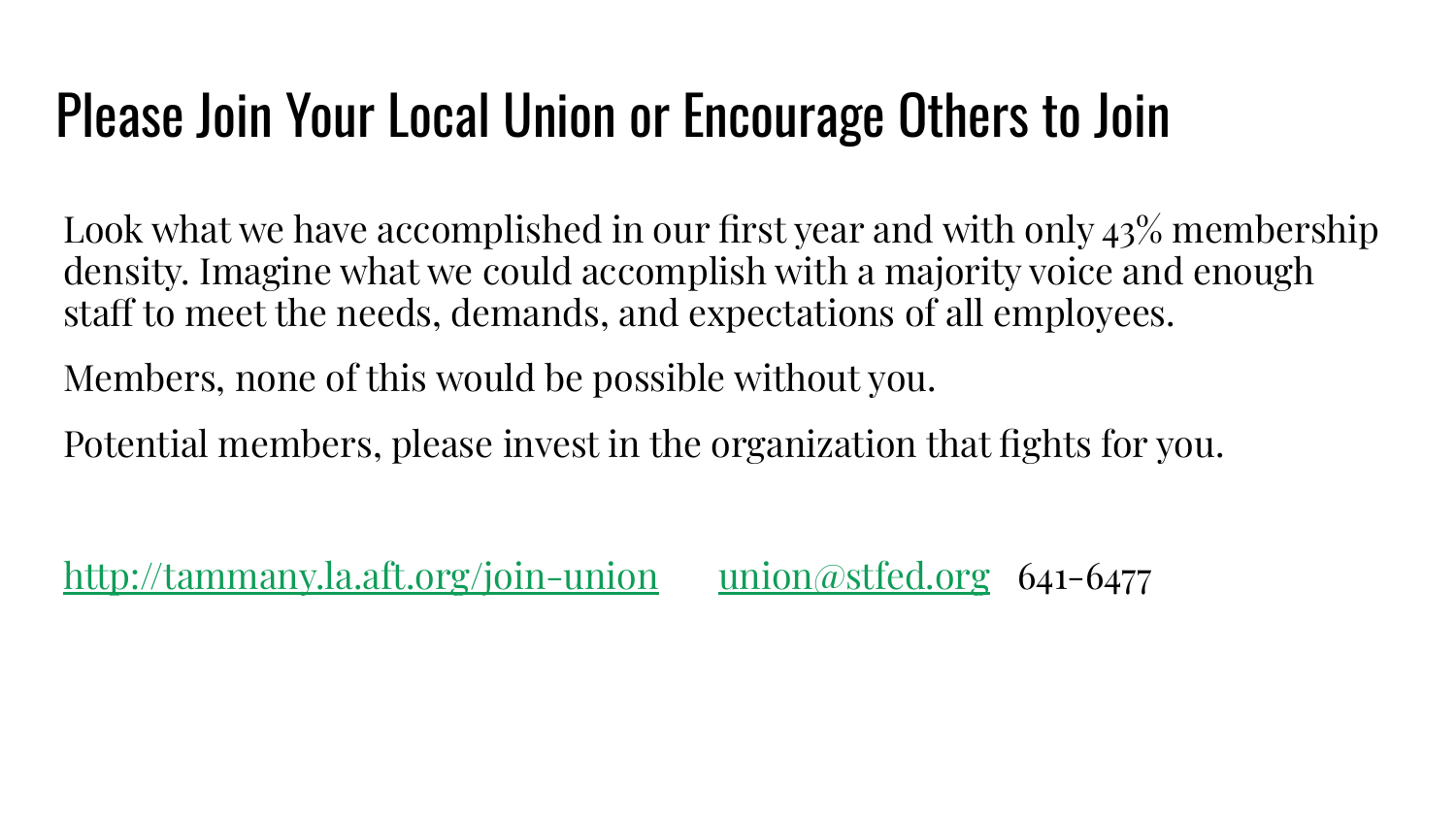# Please Join Your Local Union or Encourage Others to Join

Look what we have accomplished in our first year and with only 43% membership density. Imagine what we could accomplish with a majority voice and enough staff to meet the needs, demands, and expectations of all employees.

Members, none of this would be possible without you.

Potential members, please invest in the organization that fights for you.

http://tammany.la.aft.org/join-union union@stfed.org 641-6477